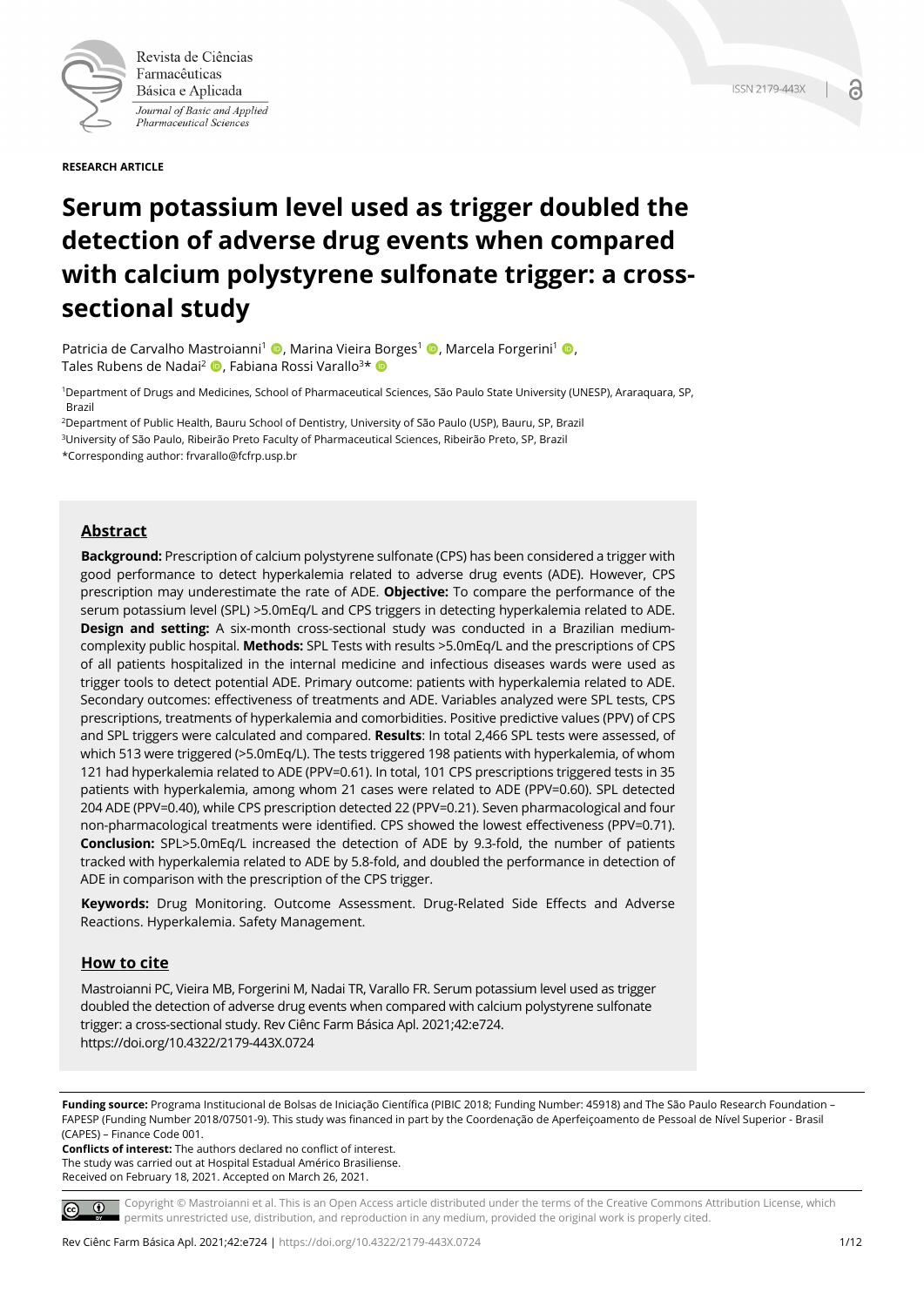Revista de Ciências Farmacêuticas Básica e Aplicada

*Journal of Basic and Applied Pharmaceutical Sciences*

ISSN 2179-443X

**RESEARCH ARTICLE**

# Serum potassium level used as trigger doubled the detection of adverse drug events when compared with calcium polystyrene sulfonate trigger: a cross-sectional study

Patricia de Carvalho Mastroianni[1], Marina Vieira Borges[1], Marcela Forgerini[1], Tales Rubens de Nadai[2], Fabiana Rossi Varallo[3]*

[1]Department of Drugs and Medicines, School of Pharmaceutical Sciences, São Paulo State University (UNESP), Araraquara, SP, Brazil

[2]Department of Public Health, Bauru School of Dentistry, University of São Paulo (USP), Bauru, SP, Brazil

[3]University of São Paulo, Ribeirão Preto Faculty of Pharmaceutical Sciences, Ribeirão Preto, SP, Brazil

*Corresponding author: frvarallo@fcfrp.usp.br

## Abstract

**Background:** Prescription of calcium polystyrene sulfonate (CPS) has been considered a trigger with good performance to detect hyperkalemia related to adverse drug events (ADE). However, CPS prescription may underestimate the rate of ADE. **Objective:** To compare the performance of the serum potassium level (SPL) >5.0mEq/L and CPS triggers in detecting hyperkalemia related to ADE. **Design and setting:** A six-month cross-sectional study was conducted in a Brazilian medium-complexity public hospital. **Methods:** SPL Tests with results >5.0mEq/L and the prescriptions of CPS of all patients hospitalized in the internal medicine and infectious diseases wards were used as trigger tools to detect potential ADE. Primary outcome: patients with hyperkalemia related to ADE. Secondary outcomes: effectiveness of treatments and ADE. Variables analyzed were SPL tests, CPS prescriptions, treatments of hyperkalemia and comorbidities. Positive predictive values (PPV) of CPS and SPL triggers were calculated and compared. **Results**: In total 2,466 SPL tests were assessed, of which 513 were triggered (>5.0mEq/L). The tests triggered 198 patients with hyperkalemia, of whom 121 had hyperkalemia related to ADE (PPV=0.61). In total, 101 CPS prescriptions triggered tests in 35 patients with hyperkalemia, among whom 21 cases were related to ADE (PPV=0.60). SPL detected 204 ADE (PPV=0.40), while CPS prescription detected 22 (PPV=0.21). Seven pharmacological and four non-pharmacological treatments were identified. CPS showed the lowest effectiveness (PPV=0.71). **Conclusion:** SPL>5.0mEq/L increased the detection of ADE by 9.3-fold, the number of patients tracked with hyperkalemia related to ADE by 5.8-fold, and doubled the performance in detection of ADE in comparison with the prescription of the CPS trigger.

**Keywords:** Drug Monitoring. Outcome Assessment. Drug-Related Side Effects and Adverse Reactions. Hyperkalemia. Safety Management.

## How to cite

Mastroianni PC, Vieira MB, Forgerini M, Nadai TR, Varallo FR. Serum potassium level used as trigger doubled the detection of adverse drug events when compared with calcium polystyrene sulfonate trigger: a cross-sectional study. Rev Ciênc Farm Básica Apl. 2021;42:e724. https://doi.org/10.4322/2179-443X.0724

**Funding source:** Programa Institucional de Bolsas de Iniciação Científica (PIBIC 2018; Funding Number: 45918) and The São Paulo Research Foundation – FAPESP (Funding Number 2018/07501-9). This study was financed in part by the Coordenação de Aperfeiçoamento de Pessoal de Nível Superior - Brasil (CAPES) – Finance Code 001.

**Conflicts of interest:** The authors declared no conflict of interest.

The study was carried out at Hospital Estadual Américo Brasiliense.

Received on February 18, 2021. Accepted on March 26, 2021.

Copyright © Mastroianni et al. This is an Open Access article distributed under the terms of the Creative Commons Attribution License, which permits unrestricted use, distribution, and reproduction in any medium, provided the original work is properly cited.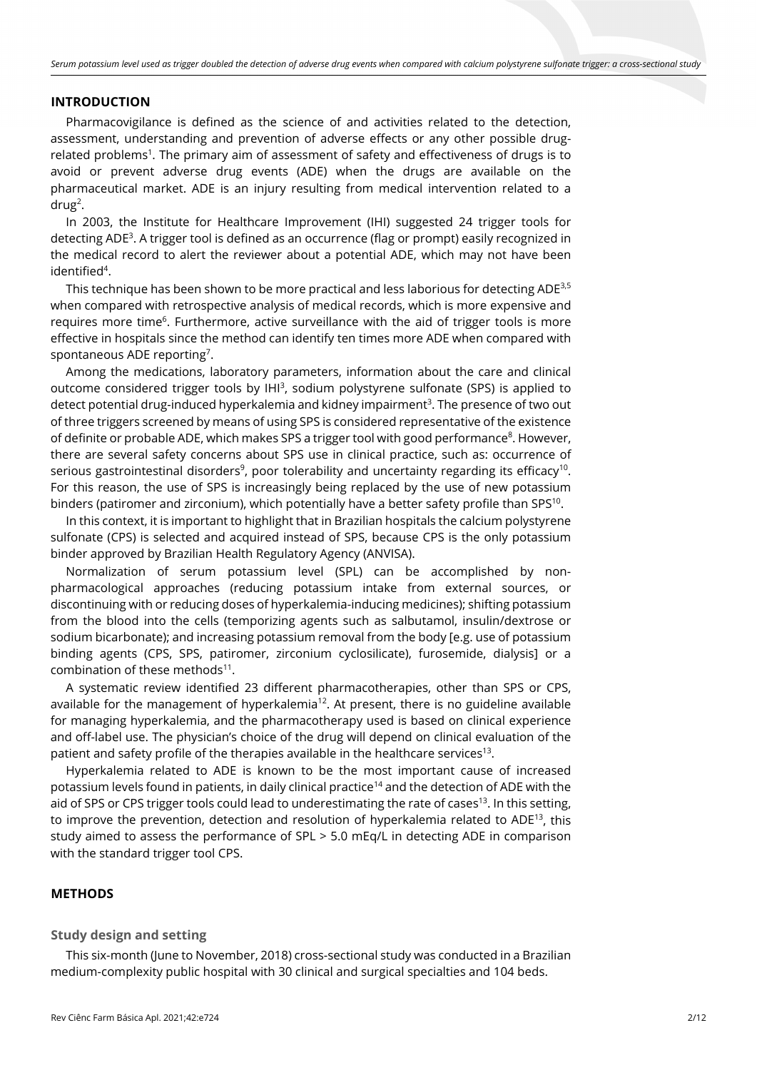## INTRODUCTION

Pharmacovigilance is defined as the science of and activities related to the detection, assessment, understanding and prevention of adverse effects or any other possible drug-related problems[1]. The primary aim of assessment of safety and effectiveness of drugs is to avoid or prevent adverse drug events (ADE) when the drugs are available on the pharmaceutical market. ADE is an injury resulting from medical intervention related to a drug[2].

In 2003, the Institute for Healthcare Improvement (IHI) suggested 24 trigger tools for detecting ADE[3]. A trigger tool is defined as an occurrence (flag or prompt) easily recognized in the medical record to alert the reviewer about a potential ADE, which may not have been identified[4].

This technique has been shown to be more practical and less laborious for detecting ADE[3,5] when compared with retrospective analysis of medical records, which is more expensive and requires more time[6]. Furthermore, active surveillance with the aid of trigger tools is more effective in hospitals since the method can identify ten times more ADE when compared with spontaneous ADE reporting[7].

Among the medications, laboratory parameters, information about the care and clinical outcome considered trigger tools by IHI[3], sodium polystyrene sulfonate (SPS) is applied to detect potential drug-induced hyperkalemia and kidney impairment[3]. The presence of two out of three triggers screened by means of using SPS is considered representative of the existence of definite or probable ADE, which makes SPS a trigger tool with good performance[8]. However, there are several safety concerns about SPS use in clinical practice, such as: occurrence of serious gastrointestinal disorders[9], poor tolerability and uncertainty regarding its efficacy[10]. For this reason, the use of SPS is increasingly being replaced by the use of new potassium binders (patiromer and zirconium), which potentially have a better safety profile than SPS[10].

In this context, it is important to highlight that in Brazilian hospitals the calcium polystyrene sulfonate (CPS) is selected and acquired instead of SPS, because CPS is the only potassium binder approved by Brazilian Health Regulatory Agency (ANVISA).

Normalization of serum potassium level (SPL) can be accomplished by non-pharmacological approaches (reducing potassium intake from external sources, or discontinuing with or reducing doses of hyperkalemia-inducing medicines); shifting potassium from the blood into the cells (temporizing agents such as salbutamol, insulin/dextrose or sodium bicarbonate); and increasing potassium removal from the body [e.g. use of potassium binding agents (CPS, SPS, patiromer, zirconium cyclosilicate), furosemide, dialysis] or a combination of these methods[11].

A systematic review identified 23 different pharmacotherapies, other than SPS or CPS, available for the management of hyperkalemia[12]. At present, there is no guideline available for managing hyperkalemia, and the pharmacotherapy used is based on clinical experience and off-label use. The physician's choice of the drug will depend on clinical evaluation of the patient and safety profile of the therapies available in the healthcare services[13].

Hyperkalemia related to ADE is known to be the most important cause of increased potassium levels found in patients, in daily clinical practice[14] and the detection of ADE with the aid of SPS or CPS trigger tools could lead to underestimating the rate of cases[13]. In this setting, to improve the prevention, detection and resolution of hyperkalemia related to ADE[13], this study aimed to assess the performance of SPL > 5.0 mEq/L in detecting ADE in comparison with the standard trigger tool CPS.

## METHODS

### Study design and setting

This six-month (June to November, 2018) cross-sectional study was conducted in a Brazilian medium-complexity public hospital with 30 clinical and surgical specialties and 104 beds.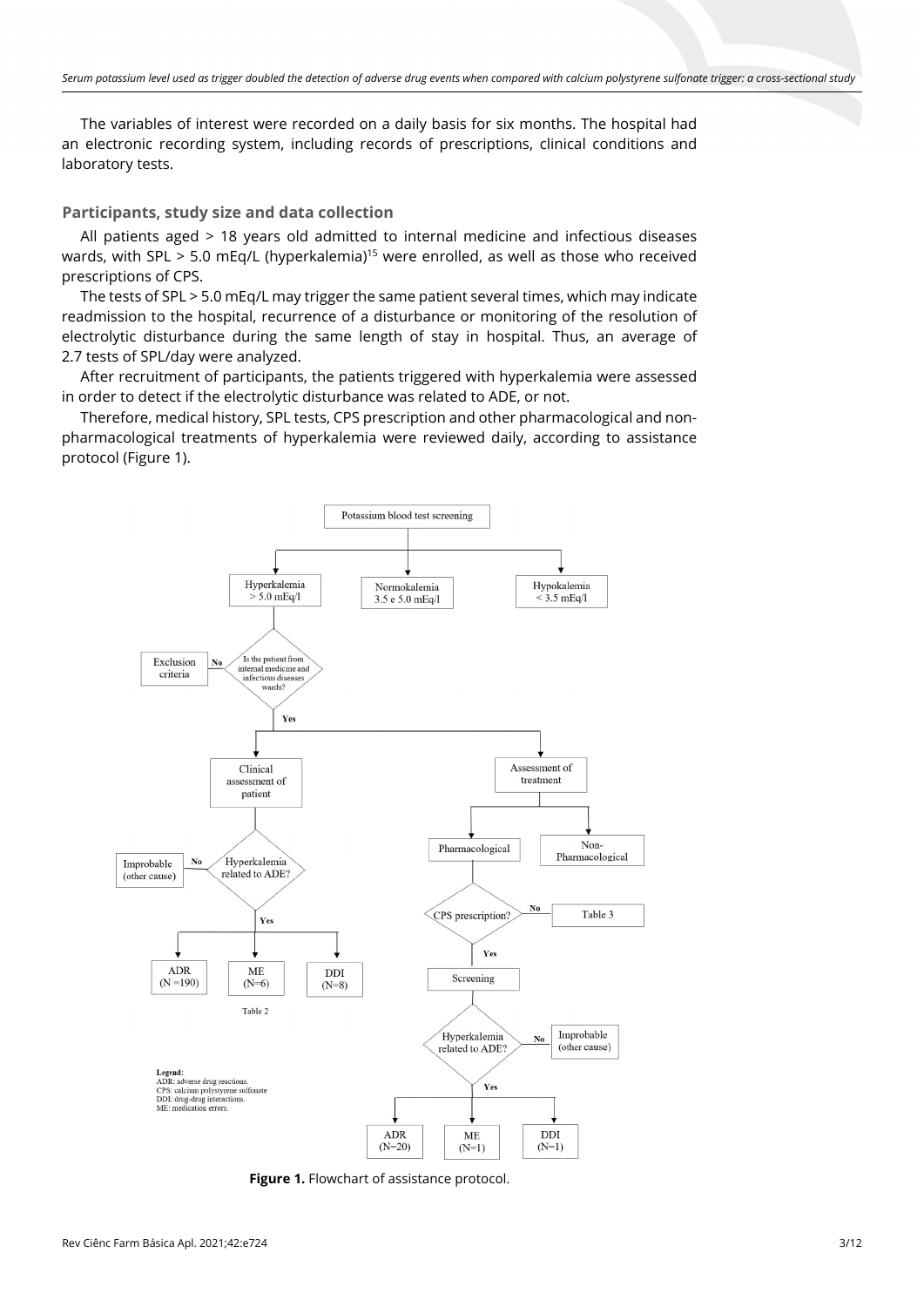The variables of interest were recorded on a daily basis for six months. The hospital had an electronic recording system, including records of prescriptions, clinical conditions and laboratory tests.

## Participants, study size and data collection

All patients aged > 18 years old admitted to internal medicine and infectious diseases wards, with SPL > 5.0 mEq/L (hyperkalemia)[15] were enrolled, as well as those who received prescriptions of CPS.

The tests of SPL > 5.0 mEq/L may trigger the same patient several times, which may indicate readmission to the hospital, recurrence of a disturbance or monitoring of the resolution of electrolytic disturbance during the same length of stay in hospital. Thus, an average of 2.7 tests of SPL/day were analyzed.

After recruitment of participants, the patients triggered with hyperkalemia were assessed in order to detect if the electrolytic disturbance was related to ADE, or not.

Therefore, medical history, SPL tests, CPS prescription and other pharmacological and non-pharmacological treatments of hyperkalemia were reviewed daily, according to assistance protocol (Figure 1).

Potassium blood test screening

Hyperkalemia > 5.0 mEq/l | Normokalemia 3.5 e 5.0 mEq/l | Hypokalemia < 3.5 mEq/l

Is the patient from internal medicine and infectious diseases wards? — No: Exclusion criteria; Yes:

Clinical assessment of patient → Hyperkalemia related to ADE? — No: Improbable (other cause); Yes: ADR (N =190), ME (N=6), DDI (N=8) — Table 2

Assessment of treatment → Pharmacological / Non-Pharmacological → CPS prescription? — No: Table 3; Yes: Screening → Hyperkalemia related to ADE? — No: Improbable (other cause); Yes: ADR (N=20), ME (N=1), DDI (N=1)

**Legend:**
ADR: adverse drug reactions.
CPS: calcium polystyrene sulfonate
DDI: drug-drug interactions.
ME: medication errors.

**Figure 1.** Flowchart of assistance protocol.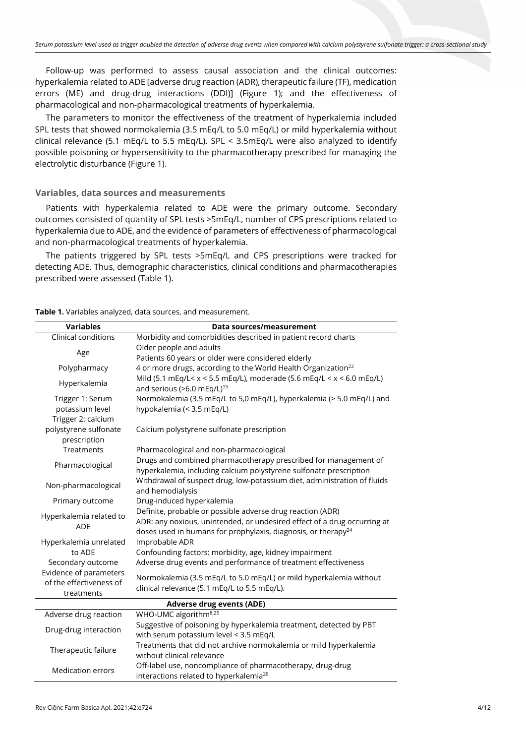Follow-up was performed to assess causal association and the clinical outcomes: hyperkalemia related to ADE [adverse drug reaction (ADR), therapeutic failure (TF), medication errors (ME) and drug-drug interactions (DDI)] (Figure 1); and the effectiveness of pharmacological and non-pharmacological treatments of hyperkalemia.

The parameters to monitor the effectiveness of the treatment of hyperkalemia included SPL tests that showed normokalemia (3.5 mEq/L to 5.0 mEq/L) or mild hyperkalemia without clinical relevance (5.1 mEq/L to 5.5 mEq/L). SPL < 3.5mEq/L were also analyzed to identify possible poisoning or hypersensitivity to the pharmacotherapy prescribed for managing the electrolytic disturbance (Figure 1).

### Variables, data sources and measurements

Patients with hyperkalemia related to ADE were the primary outcome. Secondary outcomes consisted of quantity of SPL tests >5mEq/L, number of CPS prescriptions related to hyperkalemia due to ADE, and the evidence of parameters of effectiveness of pharmacological and non-pharmacological treatments of hyperkalemia.

The patients triggered by SPL tests >5mEq/L and CPS prescriptions were tracked for detecting ADE. Thus, demographic characteristics, clinical conditions and pharmacotherapies prescribed were assessed (Table 1).

**Table 1.** Variables analyzed, data sources, and measurement.

| Variables | Data sources/measurement |
|---|---|
| Clinical conditions | Morbidity and comorbidities described in patient record charts |
| Age | Older people and adults<br>Patients 60 years or older were considered elderly |
| Polypharmacy | 4 or more drugs, according to the World Health Organization[22] |
| Hyperkalemia | Mild (5.1 mEq/L< x < 5.5 mEq/L), moderade (5.6 mEq/L < x < 6.0 mEq/L) and serious (>6.0 mEq/L)[15] |
| Trigger 1: Serum potassium level | Normokalemia (3.5 mEq/L to 5,0 mEq/L), hyperkalemia (> 5.0 mEq/L) and hypokalemia (< 3.5 mEq/L) |
| Trigger 2: calcium polystyrene sulfonate prescription | Calcium polystyrene sulfonate prescription |
| Treatments | Pharmacological and non-pharmacological |
| Pharmacological | Drugs and combined pharmacotherapy prescribed for management of hyperkalemia, including calcium polystyrene sulfonate prescription |
| Non-pharmacological | Withdrawal of suspect drug, low-potassium diet, administration of fluids and hemodialysis |
| Primary outcome | Drug-induced hyperkalemia |
| Hyperkalemia related to ADE | Definite, probable or possible adverse drug reaction (ADR)<br>ADR: any noxious, unintended, or undesired effect of a drug occurring at doses used in humans for prophylaxis, diagnosis, or therapy[24] |
| Hyperkalemia unrelated to ADE | Improbable ADR<br>Confounding factors: morbidity, age, kidney impairment |
| Secondary outcome | Adverse drug events and performance of treatment effectiveness |
| Evidence of parameters of the effectiveness of treatments | Normokalemia (3.5 mEq/L to 5.0 mEq/L) or mild hyperkalemia without clinical relevance (5.1 mEq/L to 5.5 mEq/L). |
| **Adverse drug events (ADE)** | |
| Adverse drug reaction | WHO-UMC algorithm[8,25] |
| Drug-drug interaction | Suggestive of poisoning by hyperkalemia treatment, detected by PBT with serum potassium level < 3.5 mEq/L |
| Therapeutic failure | Treatments that did not archive normokalemia or mild hyperkalemia without clinical relevance |
| Medication errors | Off-label use, noncompliance of pharmacotherapy, drug-drug interactions related to hyperkalemia[26] |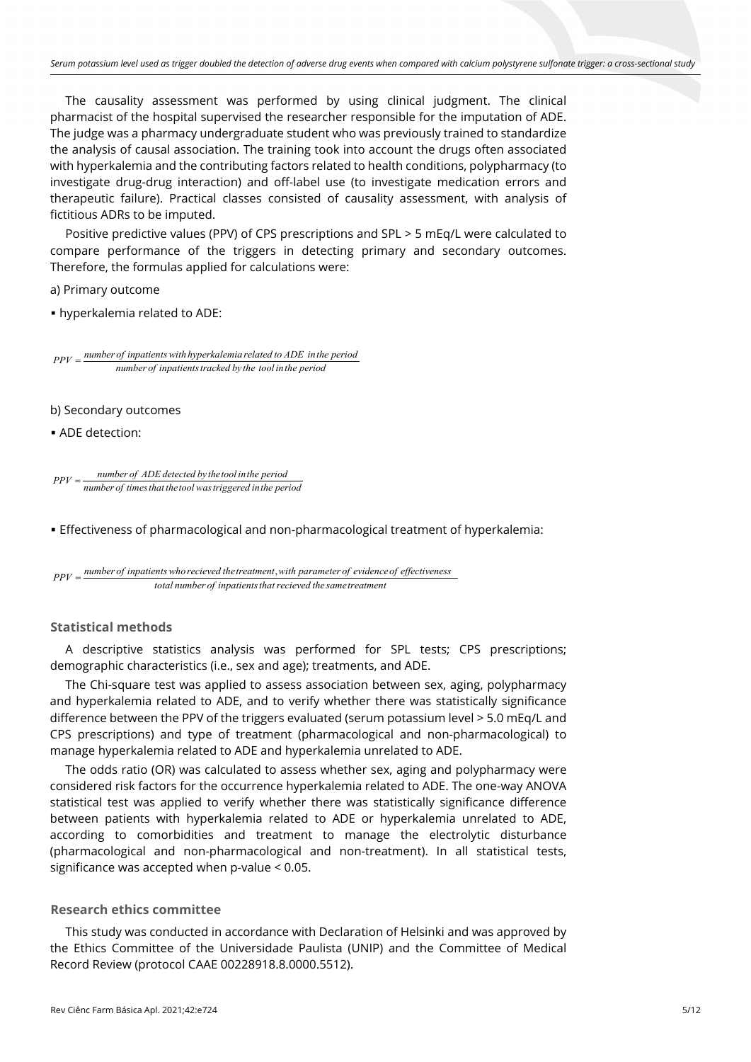The causality assessment was performed by using clinical judgment. The clinical pharmacist of the hospital supervised the researcher responsible for the imputation of ADE. The judge was a pharmacy undergraduate student who was previously trained to standardize the analysis of causal association. The training took into account the drugs often associated with hyperkalemia and the contributing factors related to health conditions, polypharmacy (to investigate drug-drug interaction) and off-label use (to investigate medication errors and therapeutic failure). Practical classes consisted of causality assessment, with analysis of fictitious ADRs to be imputed.

Positive predictive values (PPV) of CPS prescriptions and SPL > 5 mEq/L were calculated to compare performance of the triggers in detecting primary and secondary outcomes. Therefore, the formulas applied for calculations were:

a) Primary outcome

- hyperkalemia related to ADE:

$$PPV = \frac{\text{number of inpatients with hyperkalemia related to ADE in the period}}{\text{number of inpatients tracked by the tool in the period}}$$

b) Secondary outcomes

- ADE detection:

$$PPV = \frac{\text{number of ADE detected by the tool in the period}}{\text{number of times that the tool was triggered in the period}}$$

- Effectiveness of pharmacological and non-pharmacological treatment of hyperkalemia:

$$PPV = \frac{\text{number of inpatients who recieved the treatment, with parameter of evidence of effectiveness}}{\text{total number of inpatients that recieved the same treatment}}$$

### Statistical methods

A descriptive statistics analysis was performed for SPL tests; CPS prescriptions; demographic characteristics (i.e., sex and age); treatments, and ADE.

The Chi-square test was applied to assess association between sex, aging, polypharmacy and hyperkalemia related to ADE, and to verify whether there was statistically significance difference between the PPV of the triggers evaluated (serum potassium level > 5.0 mEq/L and CPS prescriptions) and type of treatment (pharmacological and non-pharmacological) to manage hyperkalemia related to ADE and hyperkalemia unrelated to ADE.

The odds ratio (OR) was calculated to assess whether sex, aging and polypharmacy were considered risk factors for the occurrence hyperkalemia related to ADE. The one-way ANOVA statistical test was applied to verify whether there was statistically significance difference between patients with hyperkalemia related to ADE or hyperkalemia unrelated to ADE, according to comorbidities and treatment to manage the electrolytic disturbance (pharmacological and non-pharmacological and non-treatment). In all statistical tests, significance was accepted when p-value < 0.05.

### Research ethics committee

This study was conducted in accordance with Declaration of Helsinki and was approved by the Ethics Committee of the Universidade Paulista (UNIP) and the Committee of Medical Record Review (protocol CAAE 00228918.8.0000.5512).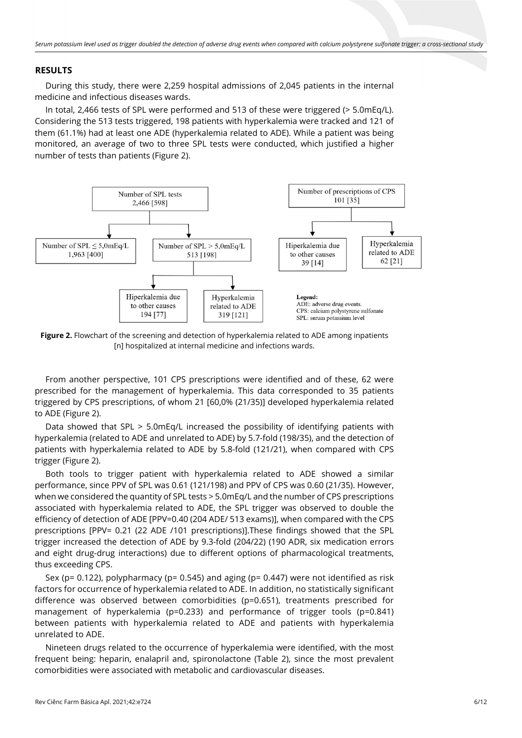## RESULTS

During this study, there were 2,259 hospital admissions of 2,045 patients in the internal medicine and infectious diseases wards.

In total, 2,466 tests of SPL were performed and 513 of these were triggered (> 5.0mEq/L). Considering the 513 tests triggered, 198 patients with hyperkalemia were tracked and 121 of them (61.1%) had at least one ADE (hyperkalemia related to ADE). While a patient was being monitored, an average of two to three SPL tests were conducted, which justified a higher number of tests than patients (Figure 2).

Number of SPL tests
2,466 [598]

Number of SPL ≤ 5,0mEq/L
1,963 [400]

Number of SPL > 5,0mEq/L
513 [198]

Hiperkalemia due to other causes
194 [77]

Hyperkalemia related to ADE
319 [121]

Number of prescriptions of CPS
101 [35]

Hiperkalemia due to other causes
39 [14]

Hyperkalemia related to ADE
62 [21]

**Legend:**
ADE: adverse drug events.
CPS: calcium polystyrene sulfonate
SPL: serum potassium level

**Figure 2.** Flowchart of the screening and detection of hyperkalemia related to ADE among inpatients [n] hospitalized at internal medicine and infections wards.

From another perspective, 101 CPS prescriptions were identified and of these, 62 were prescribed for the management of hyperkalemia. This data corresponded to 35 patients triggered by CPS prescriptions, of whom 21 [60,0% (21/35)] developed hyperkalemia related to ADE (Figure 2).

Data showed that SPL > 5.0mEq/L increased the possibility of identifying patients with hyperkalemia (related to ADE and unrelated to ADE) by 5.7-fold (198/35), and the detection of patients with hyperkalemia related to ADE by 5.8-fold (121/21), when compared with CPS trigger (Figure 2).

Both tools to trigger patient with hyperkalemia related to ADE showed a similar performance, since PPV of SPL was 0.61 (121/198) and PPV of CPS was 0.60 (21/35). However, when we considered the quantity of SPL tests > 5.0mEq/L and the number of CPS prescriptions associated with hyperkalemia related to ADE, the SPL trigger was observed to double the efficiency of detection of ADE [PPV=0.40 (204 ADE/ 513 exams)], when compared with the CPS prescriptions [PPV= 0.21 (22 ADE /101 prescriptions)].These findings showed that the SPL trigger increased the detection of ADE by 9.3-fold (204/22) (190 ADR, six medication errors and eight drug-drug interactions) due to different options of pharmacological treatments, thus exceeding CPS.

Sex (p= 0.122), polypharmacy (p= 0.545) and aging (p= 0.447) were not identified as risk factors for occurrence of hyperkalemia related to ADE. In addition, no statistically significant difference was observed between comorbidities (p=0.651), treatments prescribed for management of hyperkalemia (p=0.233) and performance of trigger tools (p=0.841) between patients with hyperkalemia related to ADE and patients with hyperkalemia unrelated to ADE.

Nineteen drugs related to the occurrence of hyperkalemia were identified, with the most frequent being: heparin, enalapril and, spironolactone (Table 2), since the most prevalent comorbidities were associated with metabolic and cardiovascular diseases.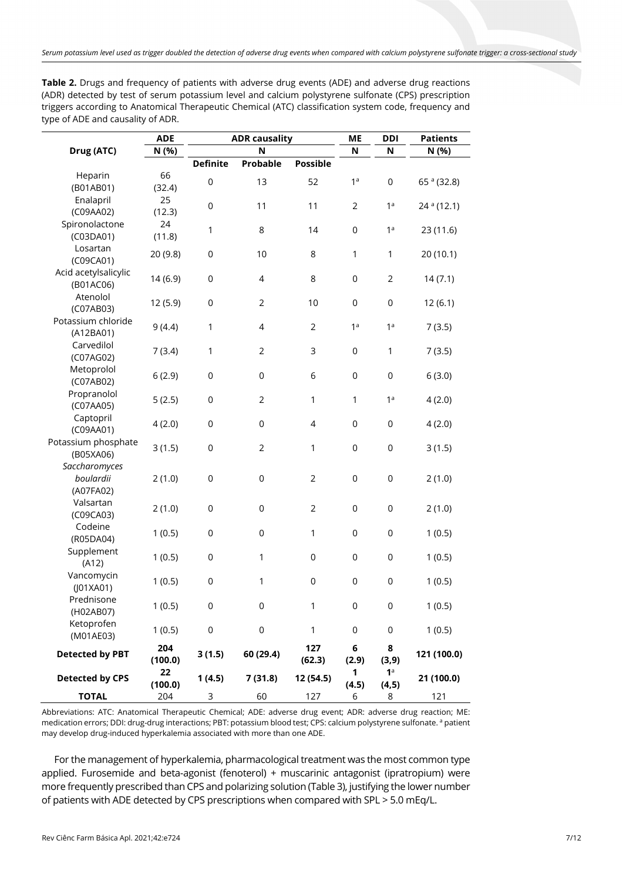**Table 2.** Drugs and frequency of patients with adverse drug events (ADE) and adverse drug reactions (ADR) detected by test of serum potassium level and calcium polystyrene sulfonate (CPS) prescription triggers according to Anatomical Therapeutic Chemical (ATC) classification system code, frequency and type of ADE and causality of ADR.

| Drug (ATC) | ADE | ADR causality | | | ME | DDI | Patients |
|---|---|---|---|---|---|---|---|
| | N (%) | N | | | N | N | N (%) |
| | | Definite | Probable | Possible | | | |
| Heparin (B01AB01) | 66 (32.4) | 0 | 13 | 52 | 1[a] | 0 | 65 [a] (32.8) |
| Enalapril (C09AA02) | 25 (12.3) | 0 | 11 | 11 | 2 | 1[a] | 24 [a] (12.1) |
| Spironolactone (C03DA01) | 24 (11.8) | 1 | 8 | 14 | 0 | 1[a] | 23 (11.6) |
| Losartan (C09CA01) | 20 (9.8) | 0 | 10 | 8 | 1 | 1 | 20 (10.1) |
| Acid acetylsalicylic (B01AC06) | 14 (6.9) | 0 | 4 | 8 | 0 | 2 | 14 (7.1) |
| Atenolol (C07AB03) | 12 (5.9) | 0 | 2 | 10 | 0 | 0 | 12 (6.1) |
| Potassium chloride (A12BA01) | 9 (4.4) | 1 | 4 | 2 | 1[a] | 1[a] | 7 (3.5) |
| Carvedilol (C07AG02) | 7 (3.4) | 1 | 2 | 3 | 0 | 1 | 7 (3.5) |
| Metoprolol (C07AB02) | 6 (2.9) | 0 | 0 | 6 | 0 | 0 | 6 (3.0) |
| Propranolol (C07AA05) | 5 (2.5) | 0 | 2 | 1 | 1 | 1[a] | 4 (2.0) |
| Captopril (C09AA01) | 4 (2.0) | 0 | 0 | 4 | 0 | 0 | 4 (2.0) |
| Potassium phosphate (B05XA06) | 3 (1.5) | 0 | 2 | 1 | 0 | 0 | 3 (1.5) |
| *Saccharomyces boulardii* (A07FA02) | 2 (1.0) | 0 | 0 | 2 | 0 | 0 | 2 (1.0) |
| Valsartan (C09CA03) | 2 (1.0) | 0 | 0 | 2 | 0 | 0 | 2 (1.0) |
| Codeine (R05DA04) | 1 (0.5) | 0 | 0 | 1 | 0 | 0 | 1 (0.5) |
| Supplement (A12) | 1 (0.5) | 0 | 1 | 0 | 0 | 0 | 1 (0.5) |
| Vancomycin (J01XA01) | 1 (0.5) | 0 | 1 | 0 | 0 | 0 | 1 (0.5) |
| Prednisone (H02AB07) | 1 (0.5) | 0 | 0 | 1 | 0 | 0 | 1 (0.5) |
| Ketoprofen (M01AE03) | 1 (0.5) | 0 | 0 | 1 | 0 | 0 | 1 (0.5) |
| **Detected by PBT** | **204 (100.0)** | **3 (1.5)** | **60 (29.4)** | **127 (62.3)** | **6 (2.9)** | **8 (3,9)** | **121 (100.0)** |
| **Detected by CPS** | **22 (100.0)** | **1 (4.5)** | **7 (31.8)** | **12 (54.5)** | **1 (4.5)** | **1[a] (4,5)** | **21 (100.0)** |
| **TOTAL** | 204 | 3 | 60 | 127 | 6 | 8 | 121 |

Abbreviations: ATC: Anatomical Therapeutic Chemical; ADE: adverse drug event; ADR: adverse drug reaction; ME: medication errors; DDI: drug-drug interactions; PBT: potassium blood test; CPS: calcium polystyrene sulfonate. [a] patient may develop drug-induced hyperkalemia associated with more than one ADE.

For the management of hyperkalemia, pharmacological treatment was the most common type applied. Furosemide and beta-agonist (fenoterol) + muscarinic antagonist (ipratropium) were more frequently prescribed than CPS and polarizing solution (Table 3), justifying the lower number of patients with ADE detected by CPS prescriptions when compared with SPL > 5.0 mEq/L.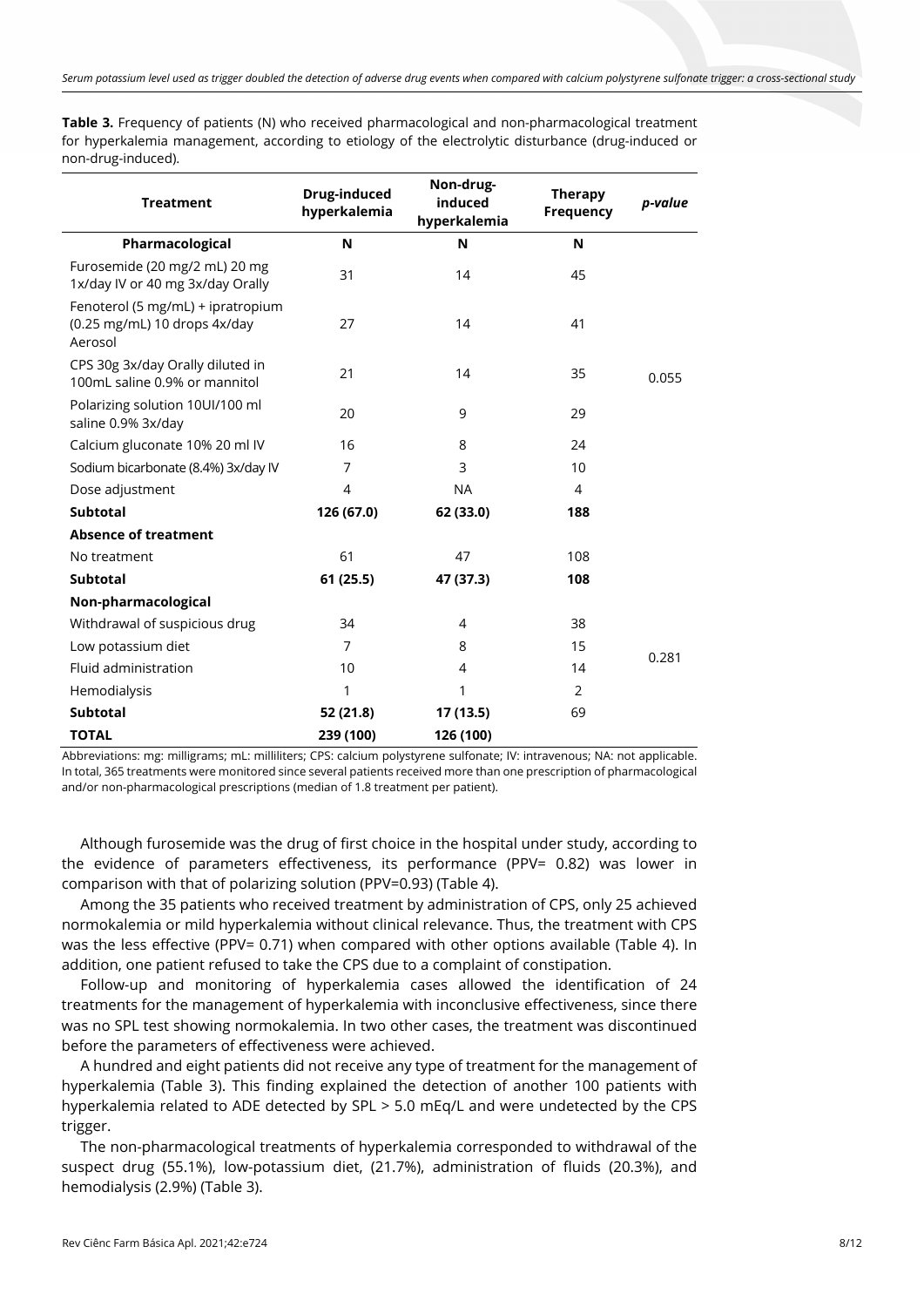**Table 3.** Frequency of patients (N) who received pharmacological and non-pharmacological treatment for hyperkalemia management, according to etiology of the electrolytic disturbance (drug-induced or non-drug-induced).

| Treatment | Drug-induced hyperkalemia | Non-drug-induced hyperkalemia | Therapy Frequency | *p-value* |
|---|---|---|---|---|
| **Pharmacological** | **N** | **N** | **N** | |
| Furosemide (20 mg/2 mL) 20 mg 1x/day IV or 40 mg 3x/day Orally | 31 | 14 | 45 | |
| Fenoterol (5 mg/mL) + ipratropium (0.25 mg/mL) 10 drops 4x/day Aerosol | 27 | 14 | 41 | |
| CPS 30g 3x/day Orally diluted in 100mL saline 0.9% or mannitol | 21 | 14 | 35 | 0.055 |
| Polarizing solution 10UI/100 ml saline 0.9% 3x/day | 20 | 9 | 29 | |
| Calcium gluconate 10% 20 ml IV | 16 | 8 | 24 | |
| Sodium bicarbonate (8.4%) 3x/day IV | 7 | 3 | 10 | |
| Dose adjustment | 4 | NA | 4 | |
| **Subtotal** | **126 (67.0)** | **62 (33.0)** | **188** | |
| **Absence of treatment** | | | | |
| No treatment | 61 | 47 | 108 | |
| **Subtotal** | **61 (25.5)** | **47 (37.3)** | **108** | |
| **Non-pharmacological** | | | | |
| Withdrawal of suspicious drug | 34 | 4 | 38 | |
| Low potassium diet | 7 | 8 | 15 | 0.281 |
| Fluid administration | 10 | 4 | 14 | |
| Hemodialysis | 1 | 1 | 2 | |
| **Subtotal** | **52 (21.8)** | **17 (13.5)** | 69 | |
| **TOTAL** | **239 (100)** | **126 (100)** | | |

Abbreviations: mg: milligrams; mL: milliliters; CPS: calcium polystyrene sulfonate; IV: intravenous; NA: not applicable. In total, 365 treatments were monitored since several patients received more than one prescription of pharmacological and/or non-pharmacological prescriptions (median of 1.8 treatment per patient).

Although furosemide was the drug of first choice in the hospital under study, according to the evidence of parameters effectiveness, its performance (PPV= 0.82) was lower in comparison with that of polarizing solution (PPV=0.93) (Table 4).

Among the 35 patients who received treatment by administration of CPS, only 25 achieved normokalemia or mild hyperkalemia without clinical relevance. Thus, the treatment with CPS was the less effective (PPV= 0.71) when compared with other options available (Table 4). In addition, one patient refused to take the CPS due to a complaint of constipation.

Follow-up and monitoring of hyperkalemia cases allowed the identification of 24 treatments for the management of hyperkalemia with inconclusive effectiveness, since there was no SPL test showing normokalemia. In two other cases, the treatment was discontinued before the parameters of effectiveness were achieved.

A hundred and eight patients did not receive any type of treatment for the management of hyperkalemia (Table 3). This finding explained the detection of another 100 patients with hyperkalemia related to ADE detected by SPL > 5.0 mEq/L and were undetected by the CPS trigger.

The non-pharmacological treatments of hyperkalemia corresponded to withdrawal of the suspect drug (55.1%), low-potassium diet, (21.7%), administration of fluids (20.3%), and hemodialysis (2.9%) (Table 3).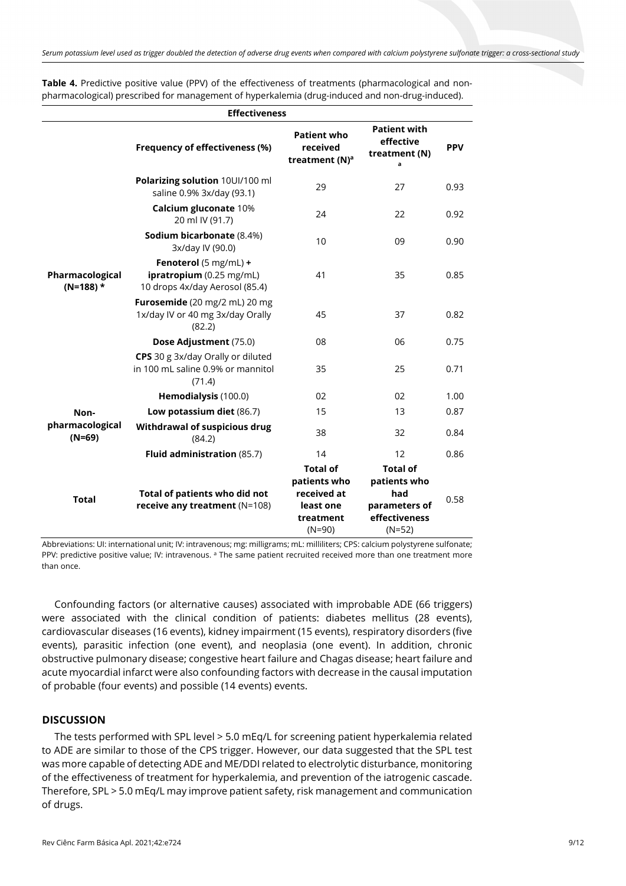**Table 4.** Predictive positive value (PPV) of the effectiveness of treatments (pharmacological and non-pharmacological) prescribed for management of hyperkalemia (drug-induced and non-drug-induced).

| Effectiveness | | | | |
|---|---|---|---|---|
| | **Frequency of effectiveness (%)** | **Patient who received treatment (N)[a]** | **Patient with effective treatment (N)[a]** | **PPV** |
| **Pharmacological (N=188) *** | **Polarizing solution** 10UI/100 ml saline 0.9% 3x/day (93.1) | 29 | 27 | 0.93 |
| | **Calcium gluconate** 10% 20 ml IV (91.7) | 24 | 22 | 0.92 |
| | **Sodium bicarbonate** (8.4%) 3x/day IV (90.0) | 10 | 09 | 0.90 |
| | **Fenoterol** (5 mg/mL) + **ipratropium** (0.25 mg/mL) 10 drops 4x/day Aerosol (85.4) | 41 | 35 | 0.85 |
| | **Furosemide** (20 mg/2 mL) 20 mg 1x/day IV or 40 mg 3x/day Orally (82.2) | 45 | 37 | 0.82 |
| | **Dose Adjustment** (75.0) | 08 | 06 | 0.75 |
| | **CPS** 30 g 3x/day Orally or diluted in 100 mL saline 0.9% or mannitol (71.4) | 35 | 25 | 0.71 |
| **Non-pharmacological (N=69)** | **Hemodialysis** (100.0) | 02 | 02 | 1.00 |
| | **Low potassium diet** (86.7) | 15 | 13 | 0.87 |
| | **Withdrawal of suspicious drug** (84.2) | 38 | 32 | 0.84 |
| | **Fluid administration** (85.7) | 14 | 12 | 0.86 |
| **Total** | **Total of patients who did not receive any treatment** (N=108) | **Total of patients who received at least one treatment** (N=90) | **Total of patients who had parameters of effectiveness** (N=52) | 0.58 |

Abbreviations: UI: international unit; IV: intravenous; mg: milligrams; mL: milliliters; CPS: calcium polystyrene sulfonate; PPV: predictive positive value; IV: intravenous. [a] The same patient recruited received more than one treatment more than once.

Confounding factors (or alternative causes) associated with improbable ADE (66 triggers) were associated with the clinical condition of patients: diabetes mellitus (28 events), cardiovascular diseases (16 events), kidney impairment (15 events), respiratory disorders (five events), parasitic infection (one event), and neoplasia (one event). In addition, chronic obstructive pulmonary disease; congestive heart failure and Chagas disease; heart failure and acute myocardial infarct were also confounding factors with decrease in the causal imputation of probable (four events) and possible (14 events) events.

## DISCUSSION

The tests performed with SPL level > 5.0 mEq/L for screening patient hyperkalemia related to ADE are similar to those of the CPS trigger. However, our data suggested that the SPL test was more capable of detecting ADE and ME/DDI related to electrolytic disturbance, monitoring of the effectiveness of treatment for hyperkalemia, and prevention of the iatrogenic cascade. Therefore, SPL > 5.0 mEq/L may improve patient safety, risk management and communication of drugs.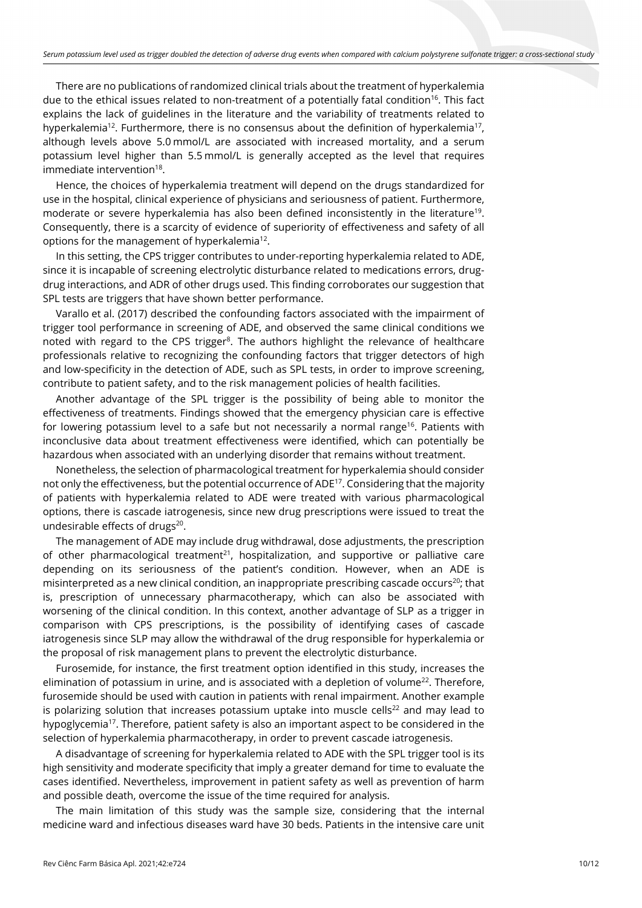There are no publications of randomized clinical trials about the treatment of hyperkalemia due to the ethical issues related to non-treatment of a potentially fatal condition[16]. This fact explains the lack of guidelines in the literature and the variability of treatments related to hyperkalemia[12]. Furthermore, there is no consensus about the definition of hyperkalemia[17], although levels above 5.0 mmol/L are associated with increased mortality, and a serum potassium level higher than 5.5 mmol/L is generally accepted as the level that requires immediate intervention[18].

Hence, the choices of hyperkalemia treatment will depend on the drugs standardized for use in the hospital, clinical experience of physicians and seriousness of patient. Furthermore, moderate or severe hyperkalemia has also been defined inconsistently in the literature[19]. Consequently, there is a scarcity of evidence of superiority of effectiveness and safety of all options for the management of hyperkalemia[12].

In this setting, the CPS trigger contributes to under-reporting hyperkalemia related to ADE, since it is incapable of screening electrolytic disturbance related to medications errors, drug-drug interactions, and ADR of other drugs used. This finding corroborates our suggestion that SPL tests are triggers that have shown better performance.

Varallo et al. (2017) described the confounding factors associated with the impairment of trigger tool performance in screening of ADE, and observed the same clinical conditions we noted with regard to the CPS trigger[8]. The authors highlight the relevance of healthcare professionals relative to recognizing the confounding factors that trigger detectors of high and low-specificity in the detection of ADE, such as SPL tests, in order to improve screening, contribute to patient safety, and to the risk management policies of health facilities.

Another advantage of the SPL trigger is the possibility of being able to monitor the effectiveness of treatments. Findings showed that the emergency physician care is effective for lowering potassium level to a safe but not necessarily a normal range[16]. Patients with inconclusive data about treatment effectiveness were identified, which can potentially be hazardous when associated with an underlying disorder that remains without treatment.

Nonetheless, the selection of pharmacological treatment for hyperkalemia should consider not only the effectiveness, but the potential occurrence of ADE[17]. Considering that the majority of patients with hyperkalemia related to ADE were treated with various pharmacological options, there is cascade iatrogenesis, since new drug prescriptions were issued to treat the undesirable effects of drugs[20].

The management of ADE may include drug withdrawal, dose adjustments, the prescription of other pharmacological treatment[21], hospitalization, and supportive or palliative care depending on its seriousness of the patient's condition. However, when an ADE is misinterpreted as a new clinical condition, an inappropriate prescribing cascade occurs[20]; that is, prescription of unnecessary pharmacotherapy, which can also be associated with worsening of the clinical condition. In this context, another advantage of SLP as a trigger in comparison with CPS prescriptions, is the possibility of identifying cases of cascade iatrogenesis since SLP may allow the withdrawal of the drug responsible for hyperkalemia or the proposal of risk management plans to prevent the electrolytic disturbance.

Furosemide, for instance, the first treatment option identified in this study, increases the elimination of potassium in urine, and is associated with a depletion of volume[22]. Therefore, furosemide should be used with caution in patients with renal impairment. Another example is polarizing solution that increases potassium uptake into muscle cells[22] and may lead to hypoglycemia[17]. Therefore, patient safety is also an important aspect to be considered in the selection of hyperkalemia pharmacotherapy, in order to prevent cascade iatrogenesis.

A disadvantage of screening for hyperkalemia related to ADE with the SPL trigger tool is its high sensitivity and moderate specificity that imply a greater demand for time to evaluate the cases identified. Nevertheless, improvement in patient safety as well as prevention of harm and possible death, overcome the issue of the time required for analysis.

The main limitation of this study was the sample size, considering that the internal medicine ward and infectious diseases ward have 30 beds. Patients in the intensive care unit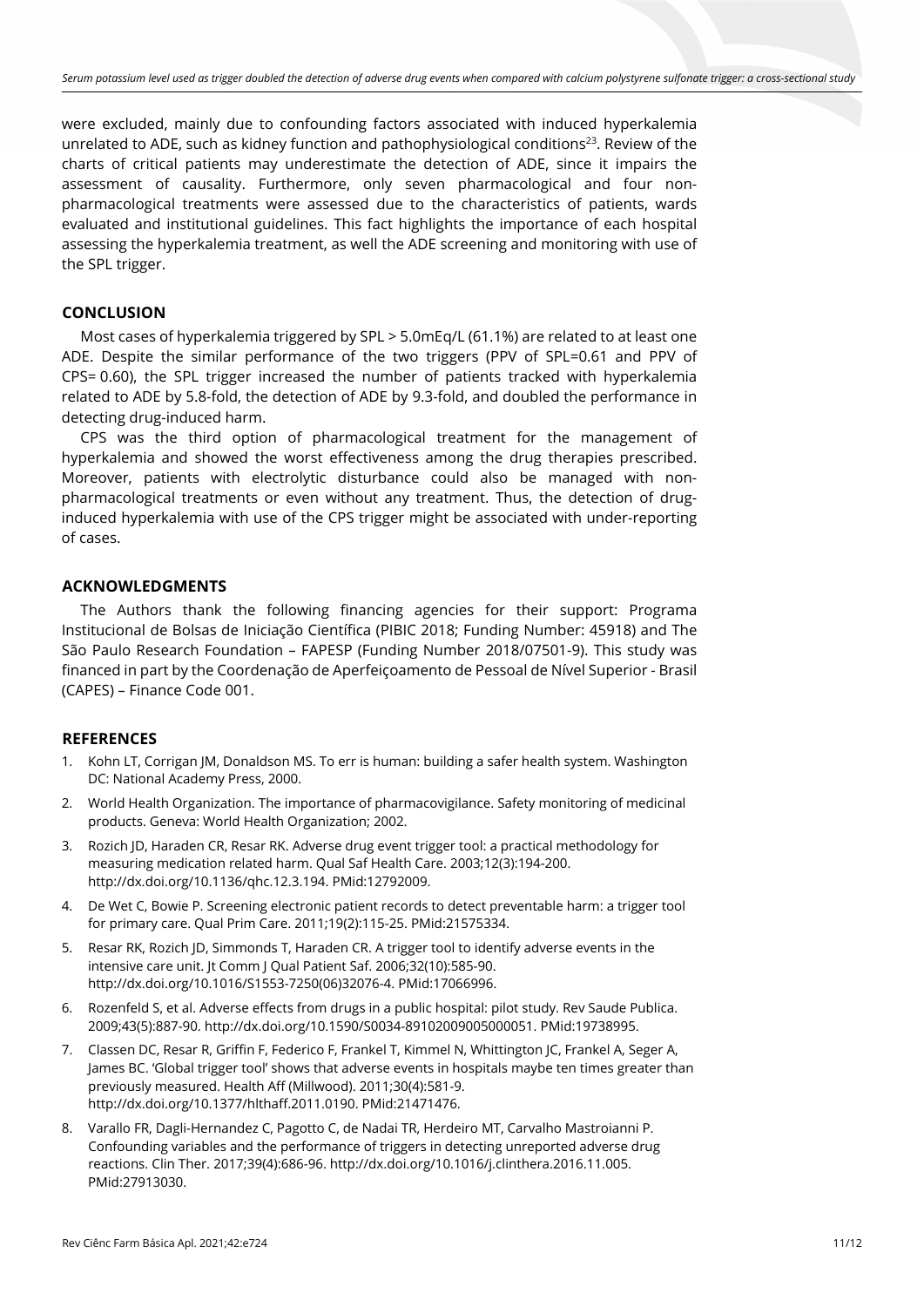were excluded, mainly due to confounding factors associated with induced hyperkalemia unrelated to ADE, such as kidney function and pathophysiological conditions[23]. Review of the charts of critical patients may underestimate the detection of ADE, since it impairs the assessment of causality. Furthermore, only seven pharmacological and four non-pharmacological treatments were assessed due to the characteristics of patients, wards evaluated and institutional guidelines. This fact highlights the importance of each hospital assessing the hyperkalemia treatment, as well the ADE screening and monitoring with use of the SPL trigger.

## CONCLUSION

Most cases of hyperkalemia triggered by SPL > 5.0mEq/L (61.1%) are related to at least one ADE. Despite the similar performance of the two triggers (PPV of SPL=0.61 and PPV of CPS= 0.60), the SPL trigger increased the number of patients tracked with hyperkalemia related to ADE by 5.8-fold, the detection of ADE by 9.3-fold, and doubled the performance in detecting drug-induced harm.

CPS was the third option of pharmacological treatment for the management of hyperkalemia and showed the worst effectiveness among the drug therapies prescribed. Moreover, patients with electrolytic disturbance could also be managed with non-pharmacological treatments or even without any treatment. Thus, the detection of drug-induced hyperkalemia with use of the CPS trigger might be associated with under-reporting of cases.

## ACKNOWLEDGMENTS

The Authors thank the following financing agencies for their support: Programa Institucional de Bolsas de Iniciação Científica (PIBIC 2018; Funding Number: 45918) and The São Paulo Research Foundation – FAPESP (Funding Number 2018/07501-9). This study was financed in part by the Coordenação de Aperfeiçoamento de Pessoal de Nível Superior - Brasil (CAPES) – Finance Code 001.

## REFERENCES

1. Kohn LT, Corrigan JM, Donaldson MS. To err is human: building a safer health system. Washington DC: National Academy Press, 2000.
2. World Health Organization. The importance of pharmacovigilance. Safety monitoring of medicinal products. Geneva: World Health Organization; 2002.
3. Rozich JD, Haraden CR, Resar RK. Adverse drug event trigger tool: a practical methodology for measuring medication related harm. Qual Saf Health Care. 2003;12(3):194-200. http://dx.doi.org/10.1136/qhc.12.3.194. PMid:12792009.
4. De Wet C, Bowie P. Screening electronic patient records to detect preventable harm: a trigger tool for primary care. Qual Prim Care. 2011;19(2):115-25. PMid:21575334.
5. Resar RK, Rozich JD, Simmonds T, Haraden CR. A trigger tool to identify adverse events in the intensive care unit. Jt Comm J Qual Patient Saf. 2006;32(10):585-90. http://dx.doi.org/10.1016/S1553-7250(06)32076-4. PMid:17066996.
6. Rozenfeld S, et al. Adverse effects from drugs in a public hospital: pilot study. Rev Saude Publica. 2009;43(5):887-90. http://dx.doi.org/10.1590/S0034-89102009005000051. PMid:19738995.
7. Classen DC, Resar R, Griffin F, Federico F, Frankel T, Kimmel N, Whittington JC, Frankel A, Seger A, James BC. 'Global trigger tool' shows that adverse events in hospitals maybe ten times greater than previously measured. Health Aff (Millwood). 2011;30(4):581-9. http://dx.doi.org/10.1377/hlthaff.2011.0190. PMid:21471476.
8. Varallo FR, Dagli-Hernandez C, Pagotto C, de Nadai TR, Herdeiro MT, Carvalho Mastroianni P. Confounding variables and the performance of triggers in detecting unreported adverse drug reactions. Clin Ther. 2017;39(4):686-96. http://dx.doi.org/10.1016/j.clinthera.2016.11.005. PMid:27913030.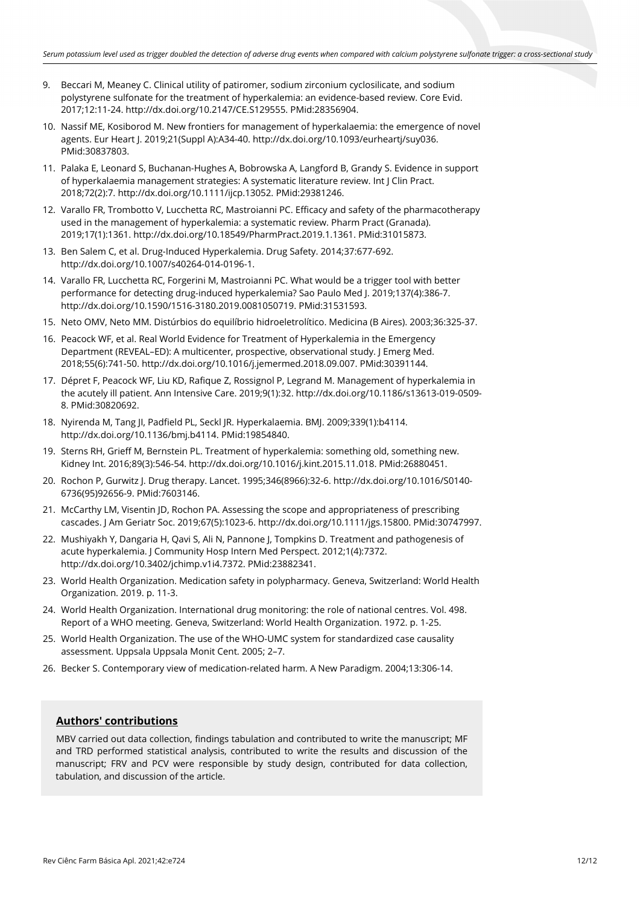9. Beccari M, Meaney C. Clinical utility of patiromer, sodium zirconium cyclosilicate, and sodium polystyrene sulfonate for the treatment of hyperkalemia: an evidence-based review. Core Evid. 2017;12:11-24. http://dx.doi.org/10.2147/CE.S129555. PMid:28356904.
10. Nassif ME, Kosiborod M. New frontiers for management of hyperkalaemia: the emergence of novel agents. Eur Heart J. 2019;21(Suppl A):A34-40. http://dx.doi.org/10.1093/eurheartj/suy036. PMid:30837803.
11. Palaka E, Leonard S, Buchanan-Hughes A, Bobrowska A, Langford B, Grandy S. Evidence in support of hyperkalaemia management strategies: A systematic literature review. Int J Clin Pract. 2018;72(2):7. http://dx.doi.org/10.1111/ijcp.13052. PMid:29381246.
12. Varallo FR, Trombotto V, Lucchetta RC, Mastroianni PC. Efficacy and safety of the pharmacotherapy used in the management of hyperkalemia: a systematic review. Pharm Pract (Granada). 2019;17(1):1361. http://dx.doi.org/10.18549/PharmPract.2019.1.1361. PMid:31015873.
13. Ben Salem C, et al. Drug-Induced Hyperkalemia. Drug Safety. 2014;37:677-692. http://dx.doi.org/10.1007/s40264-014-0196-1.
14. Varallo FR, Lucchetta RC, Forgerini M, Mastroianni PC. What would be a trigger tool with better performance for detecting drug-induced hyperkalemia? Sao Paulo Med J. 2019;137(4):386-7. http://dx.doi.org/10.1590/1516-3180.2019.0081050719. PMid:31531593.
15. Neto OMV, Neto MM. Distúrbios do equilíbrio hidroeletrolítico. Medicina (B Aires). 2003;36:325-37.
16. Peacock WF, et al. Real World Evidence for Treatment of Hyperkalemia in the Emergency Department (REVEAL–ED): A multicenter, prospective, observational study. J Emerg Med. 2018;55(6):741-50. http://dx.doi.org/10.1016/j.jemermed.2018.09.007. PMid:30391144.
17. Dépret F, Peacock WF, Liu KD, Rafique Z, Rossignol P, Legrand M. Management of hyperkalemia in the acutely ill patient. Ann Intensive Care. 2019;9(1):32. http://dx.doi.org/10.1186/s13613-019-0509-8. PMid:30820692.
18. Nyirenda M, Tang JI, Padfield PL, Seckl JR. Hyperkalaemia. BMJ. 2009;339(1):b4114. http://dx.doi.org/10.1136/bmj.b4114. PMid:19854840.
19. Sterns RH, Grieff M, Bernstein PL. Treatment of hyperkalemia: something old, something new. Kidney Int. 2016;89(3):546-54. http://dx.doi.org/10.1016/j.kint.2015.11.018. PMid:26880451.
20. Rochon P, Gurwitz J. Drug therapy. Lancet. 1995;346(8966):32-6. http://dx.doi.org/10.1016/S0140-6736(95)92656-9. PMid:7603146.
21. McCarthy LM, Visentin JD, Rochon PA. Assessing the scope and appropriateness of prescribing cascades. J Am Geriatr Soc. 2019;67(5):1023-6. http://dx.doi.org/10.1111/jgs.15800. PMid:30747997.
22. Mushiyakh Y, Dangaria H, Qavi S, Ali N, Pannone J, Tompkins D. Treatment and pathogenesis of acute hyperkalemia. J Community Hosp Intern Med Perspect. 2012;1(4):7372. http://dx.doi.org/10.3402/jchimp.v1i4.7372. PMid:23882341.
23. World Health Organization. Medication safety in polypharmacy. Geneva, Switzerland: World Health Organization. 2019. p. 11-3.
24. World Health Organization. International drug monitoring: the role of national centres. Vol. 498. Report of a WHO meeting. Geneva, Switzerland: World Health Organization. 1972. p. 1-25.
25. World Health Organization. The use of the WHO-UMC system for standardized case causality assessment. Uppsala Uppsala Monit Cent. 2005; 2–7.
26. Becker S. Contemporary view of medication-related harm. A New Paradigm. 2004;13:306-14.

## Authors' contributions

MBV carried out data collection, findings tabulation and contributed to write the manuscript; MF and TRD performed statistical analysis, contributed to write the results and discussion of the manuscript; FRV and PCV were responsible by study design, contributed for data collection, tabulation, and discussion of the article.